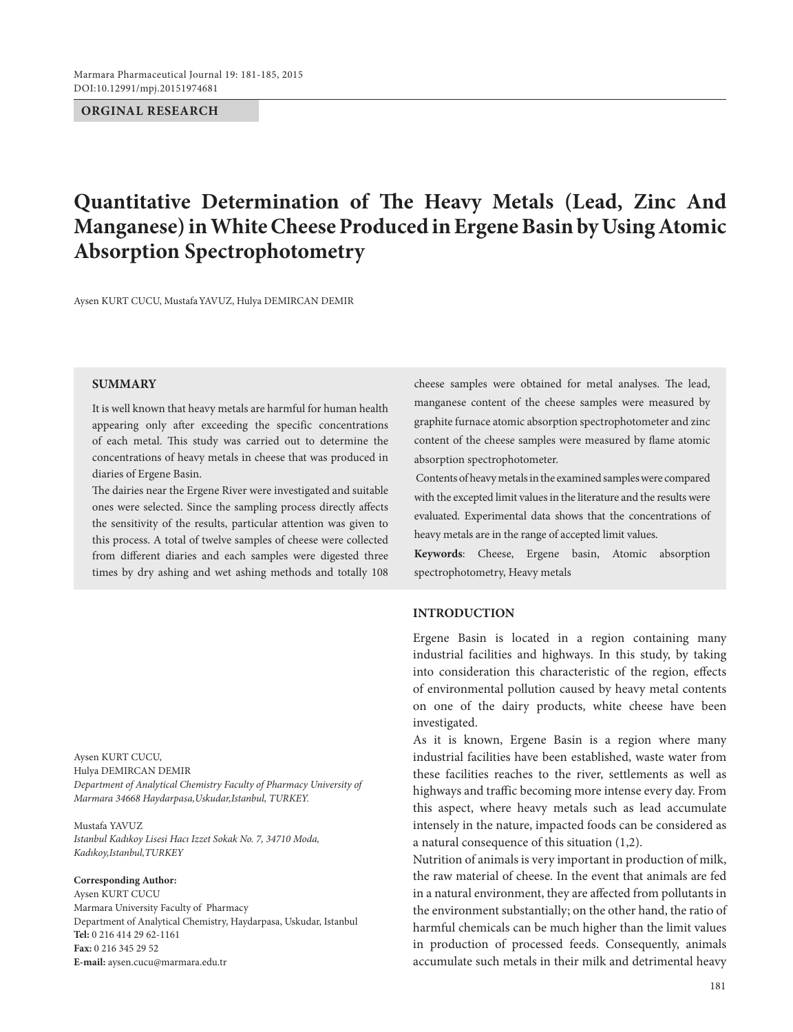**ORGINAL RESEARCH**

# Quantitative Determination of The Heavy Metals (Lead, Zinc And Manganese) in White Cheese Produced in Ergene Basin by Using Atomic Absorption Spectrophotometry

Aysen KURT CUCU, Mustafa YAVUZ, Hulya DEMIRCAN DEMIR

## SUMMARY

It is well known that heavy metals are harmful for human health appearing only after exceeding the specific concentrations of each metal. This study was carried out to determine the concentrations of heavy metals in cheese that was produced in diaries of Ergene Basin.

The dairies near the Ergene River were investigated and suitable ones were selected. Since the sampling process directly affects the sensitivity of the results, particular attention was given to this process. A total of twelve samples of cheese were collected from different diaries and each samples were digested three times by dry ashing and wet ashing methods and totally 108 cheese samples were obtained for metal analyses. The lead, manganese content of the cheese samples were measured by graphite furnace atomic absorption spectrophotometer and zinc content of the cheese samples were measured by flame atomic absorption spectrophotometer.

Contents of heavy metals in the examined samples were compared with the excepted limit values in the literature and the results were evaluated. Experimental data shows that the concentrations of heavy metals are in the range of accepted limit values.

**Keywords**: Cheese, Ergene basin, Atomic absorption spectrophotometry, Heavy metals

Aysen KURT CUCU,
Hulya DEMIRCAN DEMIR
*Department of Analytical Chemistry Faculty of Pharmacy University of Marmara 34668 Haydarpasa,Uskudar,Istanbul, TURKEY.*

Mustafa YAVUZ
*Istanbul Kadıkoy Lisesi Hacı Izzet Sokak No. 7, 34710 Moda, Kadıkoy,Istanbul,TURKEY*

**Corresponding Author:**
Aysen KURT CUCU
Marmara University Faculty of Pharmacy
Department of Analytical Chemistry, Haydarpasa, Uskudar, Istanbul
**Tel:** 0 216 414 29 62-1161
**Fax:** 0 216 345 29 52
**E-mail:** aysen.cucu@marmara.edu.tr

## INTRODUCTION

Ergene Basin is located in a region containing many industrial facilities and highways. In this study, by taking into consideration this characteristic of the region, effects of environmental pollution caused by heavy metal contents on one of the dairy products, white cheese have been investigated.

As it is known, Ergene Basin is a region where many industrial facilities have been established, waste water from these facilities reaches to the river, settlements as well as highways and traffic becoming more intense every day. From this aspect, where heavy metals such as lead accumulate intensely in the nature, impacted foods can be considered as a natural consequence of this situation (1,2).

Nutrition of animals is very important in production of milk, the raw material of cheese. In the event that animals are fed in a natural environment, they are affected from pollutants in the environment substantially; on the other hand, the ratio of harmful chemicals can be much higher than the limit values in production of processed feeds. Consequently, animals accumulate such metals in their milk and detrimental heavy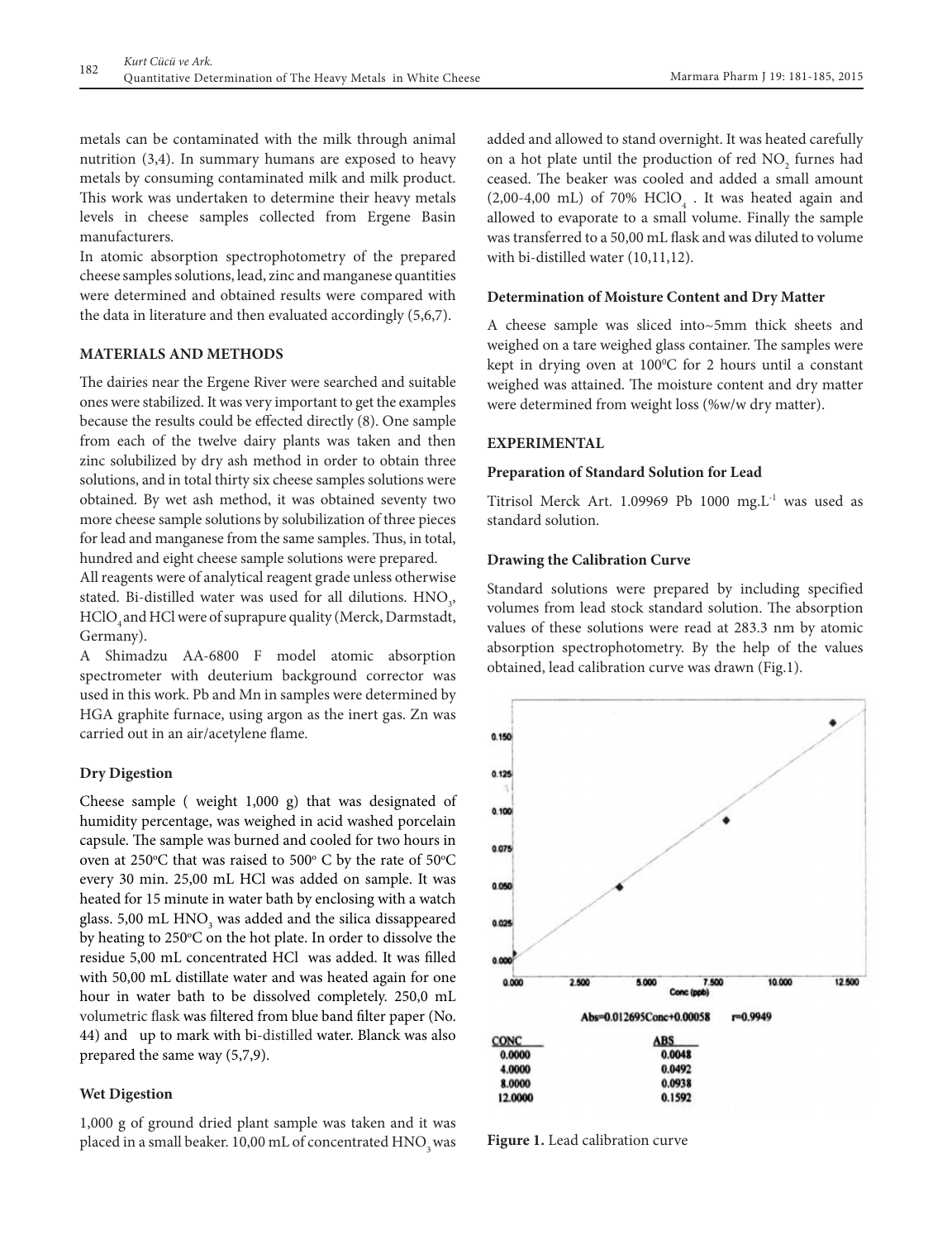metals can be contaminated with the milk through animal nutrition (3,4). In summary humans are exposed to heavy metals by consuming contaminated milk and milk product. This work was undertaken to determine their heavy metals levels in cheese samples collected from Ergene Basin manufacturers.

In atomic absorption spectrophotometry of the prepared cheese samples solutions, lead, zinc and manganese quantities were determined and obtained results were compared with the data in literature and then evaluated accordingly (5,6,7).

## MATERIALS AND METHODS

The dairies near the Ergene River were searched and suitable ones were stabilized. It was very important to get the examples because the results could be effected directly (8). One sample from each of the twelve dairy plants was taken and then zinc solubilized by dry ash method in order to obtain three solutions, and in total thirty six cheese samples solutions were obtained. By wet ash method, it was obtained seventy two more cheese sample solutions by solubilization of three pieces for lead and manganese from the same samples. Thus, in total, hundred and eight cheese sample solutions were prepared.

All reagents were of analytical reagent grade unless otherwise stated. Bi-distilled water was used for all dilutions. $HNO_3$, $HClO_4$ and HCl were of suprapure quality (Merck, Darmstadt, Germany).

A Shimadzu AA-6800 F model atomic absorption spectrometer with deuterium background corrector was used in this work. Pb and Mn in samples were determined by HGA graphite furnace, using argon as the inert gas. Zn was carried out in an air/acetylene flame.

### Dry Digestion

Cheese sample ( weight 1,000 g) that was designated of humidity percentage, was weighed in acid washed porcelain capsule. The sample was burned and cooled for two hours in oven at 250°C that was raised to 500° C by the rate of 50°C every 30 min. 25,00 mL HCl was added on sample. It was heated for 15 minute in water bath by enclosing with a watch glass. 5,00 mL $HNO_3$ was added and the silica dissappeared by heating to 250°C on the hot plate. In order to dissolve the residue 5,00 mL concentrated HCl was added. It was filled with 50,00 mL distillate water and was heated again for one hour in water bath to be dissolved completely. 250,0 mL volumetric flask was filtered from blue band filter paper (No. 44) and up to mark with bi-distilled water. Blanck was also prepared the same way (5,7,9).

### Wet Digestion

1,000 g of ground dried plant sample was taken and it was placed in a small beaker. 10,00 mL of concentrated $HNO_3$ was added and allowed to stand overnight. It was heated carefully on a hot plate until the production of red $NO_2$ furnes had ceased. The beaker was cooled and added a small amount (2,00-4,00 mL) of 70% $HClO_4$ . It was heated again and allowed to evaporate to a small volume. Finally the sample was transferred to a 50,00 mL flask and was diluted to volume with bi-distilled water (10,11,12).

### Determination of Moisture Content and Dry Matter

A cheese sample was sliced into~5mm thick sheets and weighed on a tare weighed glass container. The samples were kept in drying oven at 100°C for 2 hours until a constant weighed was attained. The moisture content and dry matter were determined from weight loss (%w/w dry matter).

## EXPERIMENTAL

### Preparation of Standard Solution for Lead

Titrisol Merck Art. 1.09969 Pb 1000 $mg.L^{-1}$ was used as standard solution.

### Drawing the Calibration Curve

Standard solutions were prepared by including specified volumes from lead stock standard solution. The absorption values of these solutions were read at 283.3 nm by atomic absorption spectrophotometry. By the help of the values obtained, lead calibration curve was drawn (Fig.1).

Abs=0.012695Conc+0.00058 r=0.9949

| CONC | ABS |
|---|---|
| 0.0000 | 0.0048 |
| 4.0000 | 0.0492 |
| 8.0000 | 0.0938 |
| 12.0000 | 0.1592 |

**Figure 1.** Lead calibration curve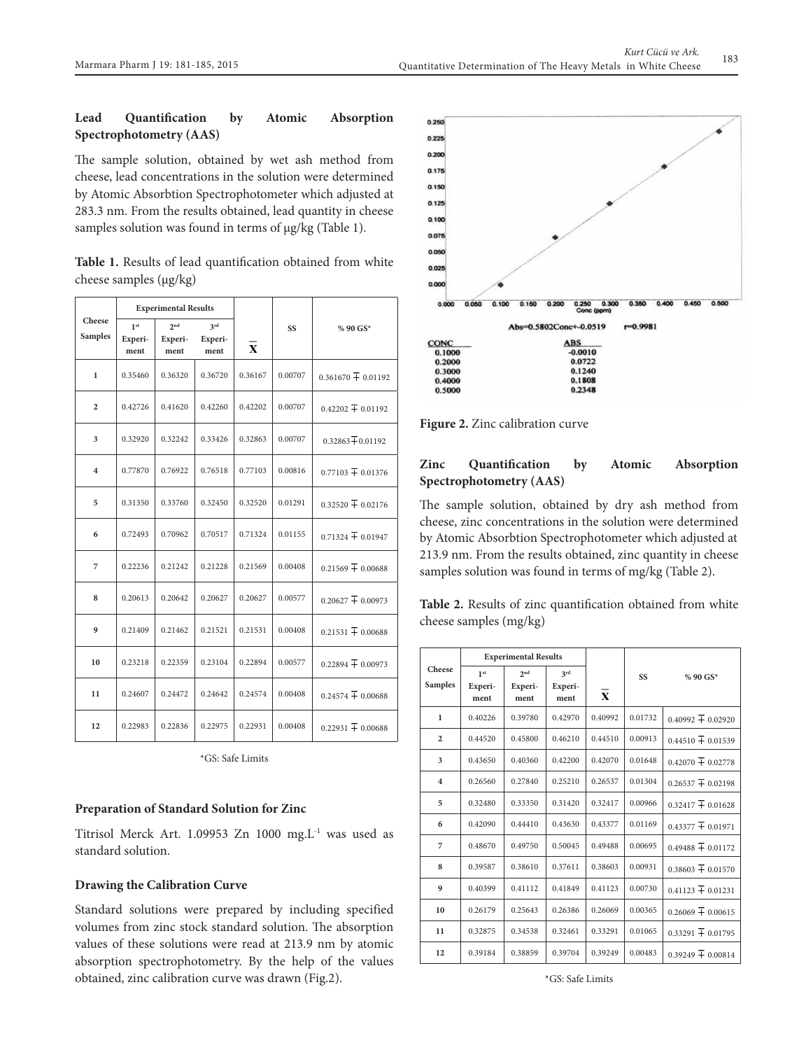### Lead Quantification by Atomic Absorption Spectrophotometry (AAS)

The sample solution, obtained by wet ash method from cheese, lead concentrations in the solution were determined by Atomic Absorbtion Spectrophotometer which adjusted at 283.3 nm. From the results obtained, lead quantity in cheese samples solution was found in terms of µg/kg (Table 1).

**Table 1.** Results of lead quantification obtained from white cheese samples (µg/kg)

| Cheese Samples | Experimental Results | | | $\overline{X}$ | SS | % 90 GS* |
|---|---|---|---|---|---|---|
| | 1st Experiment | 2nd Experiment | 3rd Experiment | | | |
| 1 | 0.35460 | 0.36320 | 0.36720 | 0.36167 | 0.00707 | 0.361670 ∓ 0.01192 |
| 2 | 0.42726 | 0.41620 | 0.42260 | 0.42202 | 0.00707 | 0.42202 ∓ 0.01192 |
| 3 | 0.32920 | 0.32242 | 0.33426 | 0.32863 | 0.00707 | 0.32863∓0.01192 |
| 4 | 0.77870 | 0.76922 | 0.76518 | 0.77103 | 0.00816 | 0.77103 ∓ 0.01376 |
| 5 | 0.31350 | 0.33760 | 0.32450 | 0.32520 | 0.01291 | 0.32520 ∓ 0.02176 |
| 6 | 0.72493 | 0.70962 | 0.70517 | 0.71324 | 0.01155 | 0.71324 ∓ 0.01947 |
| 7 | 0.22236 | 0.21242 | 0.21228 | 0.21569 | 0.00408 | 0.21569 ∓ 0.00688 |
| 8 | 0.20613 | 0.20642 | 0.20627 | 0.20627 | 0.00577 | 0.20627 ∓ 0.00973 |
| 9 | 0.21409 | 0.21462 | 0.21521 | 0.21531 | 0.00408 | 0.21531 ∓ 0.00688 |
| 10 | 0.23218 | 0.22359 | 0.23104 | 0.22894 | 0.00577 | 0.22894 ∓ 0.00973 |
| 11 | 0.24607 | 0.24472 | 0.24642 | 0.24574 | 0.00408 | 0.24574 ∓ 0.00688 |
| 12 | 0.22983 | 0.22836 | 0.22975 | 0.22931 | 0.00408 | 0.22931 ∓ 0.00688 |

*GS: Safe Limits

### Preparation of Standard Solution for Zinc

Titrisol Merck Art. 1.09953 Zn 1000 mg.L$^{-1}$ was used as standard solution.

### Drawing the Calibration Curve

Standard solutions were prepared by including specified volumes from zinc stock standard solution. The absorption values of these solutions were read at 213.9 nm by atomic absorption spectrophotometry. By the help of the values obtained, zinc calibration curve was drawn (Fig.2).

Abs=0.5802Conc+-0.0519 r=0.9981

| CONC | ABS |
|---|---|
| 0.1000 | -0.0010 |
| 0.2000 | 0.0722 |
| 0.3000 | 0.1240 |
| 0.4000 | 0.1808 |
| 0.5000 | 0.2348 |

**Figure 2.** Zinc calibration curve

### Zinc Quantification by Atomic Absorption Spectrophotometry (AAS)

The sample solution, obtained by dry ash method from cheese, zinc concentrations in the solution were determined by Atomic Absorbtion Spectrophotometer which adjusted at 213.9 nm. From the results obtained, zinc quantity in cheese samples solution was found in terms of mg/kg (Table 2).

**Table 2.** Results of zinc quantification obtained from white cheese samples (mg/kg)

| Cheese Samples | Experimental Results | | | $\overline{X}$ | SS | % 90 GS* |
|---|---|---|---|---|---|---|
| | 1st Experiment | 2nd Experiment | 3rd Experiment | | | |
| 1 | 0.40226 | 0.39780 | 0.42970 | 0.40992 | 0.01732 | 0.40992 ∓ 0.02920 |
| 2 | 0.44520 | 0.45800 | 0.46210 | 0.44510 | 0.00913 | 0.44510 ∓ 0.01539 |
| 3 | 0.43650 | 0.40360 | 0.42200 | 0.42070 | 0.01648 | 0.42070 ∓ 0.02778 |
| 4 | 0.26560 | 0.27840 | 0.25210 | 0.26537 | 0.01304 | 0.26537 ∓ 0.02198 |
| 5 | 0.32480 | 0.33350 | 0.31420 | 0.32417 | 0.00966 | 0.32417 ∓ 0.01628 |
| 6 | 0.42090 | 0.44410 | 0.43630 | 0.43377 | 0.01169 | 0.43377 ∓ 0.01971 |
| 7 | 0.48670 | 0.49750 | 0.50045 | 0.49488 | 0.00695 | 0.49488 ∓ 0.01172 |
| 8 | 0.39587 | 0.38610 | 0.37611 | 0.38603 | 0.00931 | 0.38603 ∓ 0.01570 |
| 9 | 0.40399 | 0.41112 | 0.41849 | 0.41123 | 0.00730 | 0.41123 ∓ 0.01231 |
| 10 | 0.26179 | 0.25643 | 0.26386 | 0.26069 | 0.00365 | 0.26069 ∓ 0.00615 |
| 11 | 0.32875 | 0.34538 | 0.32461 | 0.33291 | 0.01065 | 0.33291 ∓ 0.01795 |
| 12 | 0.39184 | 0.38859 | 0.39704 | 0.39249 | 0.00483 | 0.39249 ∓ 0.00814 |

*GS: Safe Limits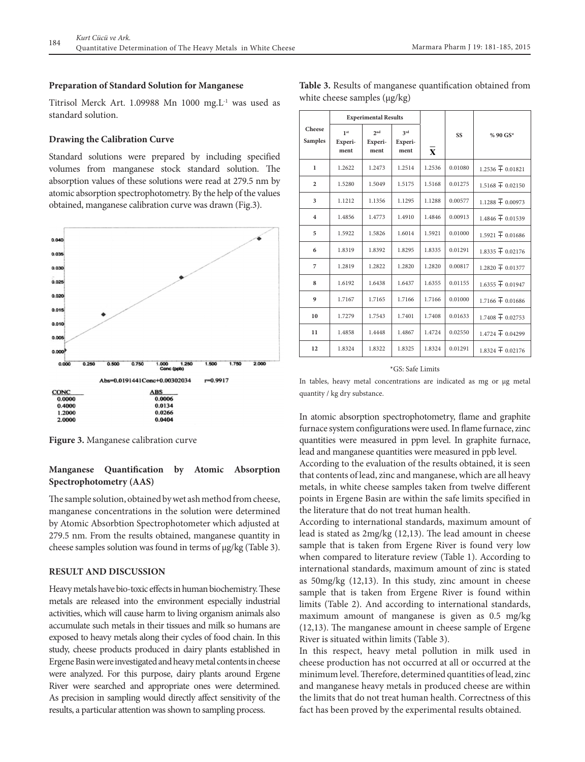### Preparation of Standard Solution for Manganese

Titrisol Merck Art. 1.09988 Mn 1000 mg.L$^{-1}$ was used as standard solution.

### Drawing the Calibration Curve

Standard solutions were prepared by including specified volumes from manganese stock standard solution. The absorption values of these solutions were read at 279.5 nm by atomic absorption spectrophotometry. By the help of the values obtained, manganese calibration curve was drawn (Fig.3).

Abs=0.0191441Conc+0.00302034 r=0.9917

| CONC | ABS |
|---|---|
| 0.0000 | 0.0006 |
| 0.4000 | 0.0134 |
| 1.2000 | 0.0266 |
| 2.0000 | 0.0404 |

**Figure 3.** Manganese calibration curve

### Manganese Quantification by Atomic Absorption Spectrophotometry (AAS)

The sample solution, obtained by wet ash method from cheese, manganese concentrations in the solution were determined by Atomic Absorbtion Spectrophotometer which adjusted at 279.5 nm. From the results obtained, manganese quantity in cheese samples solution was found in terms of μg/kg (Table 3).

**Table 3.** Results of manganese quantification obtained from white cheese samples (μg/kg)

| Cheese Samples | Experimental Results | | | $\overline{X}$ | SS | % 90 GS* |
|---|---|---|---|---|---|---|
| | 1st Experiment | 2nd Experiment | 3rd Experiment | | | |
| 1 | 1.2622 | 1.2473 | 1.2514 | 1.2536 | 0.01080 | 1.2536 ∓ 0.01821 |
| 2 | 1.5280 | 1.5049 | 1.5175 | 1.5168 | 0.01275 | 1.5168 ∓ 0.02150 |
| 3 | 1.1212 | 1.1356 | 1.1295 | 1.1288 | 0.00577 | 1.1288 ∓ 0.00973 |
| 4 | 1.4856 | 1.4773 | 1.4910 | 1.4846 | 0.00913 | 1.4846 ∓ 0.01539 |
| 5 | 1.5922 | 1.5826 | 1.6014 | 1.5921 | 0.01000 | 1.5921 ∓ 0.01686 |
| 6 | 1.8319 | 1.8392 | 1.8295 | 1.8335 | 0.01291 | 1.8335 ∓ 0.02176 |
| 7 | 1.2819 | 1.2822 | 1.2820 | 1.2820 | 0.00817 | 1.2820 ∓ 0.01377 |
| 8 | 1.6192 | 1.6438 | 1.6437 | 1.6355 | 0.01155 | 1.6355 ∓ 0.01947 |
| 9 | 1.7167 | 1.7165 | 1.7166 | 1.7166 | 0.01000 | 1.7166 ∓ 0.01686 |
| 10 | 1.7279 | 1.7543 | 1.7401 | 1.7408 | 0.01633 | 1.7408 ∓ 0.02753 |
| 11 | 1.4858 | 1.4448 | 1.4867 | 1.4724 | 0.02550 | 1.4724 ∓ 0.04299 |
| 12 | 1.8324 | 1.8322 | 1.8325 | 1.8324 | 0.01291 | 1.8324 ∓ 0.02176 |

*GS: Safe Limits

In tables, heavy metal concentrations are indicated as mg or μg metal quantity / kg dry substance.

## RESULT AND DISCUSSION

Heavy metals have bio-toxic effects in human biochemistry. These metals are released into the environment especially industrial activities, which will cause harm to living organism animals also accumulate such metals in their tissues and milk so humans are exposed to heavy metals along their cycles of food chain. In this study, cheese products produced in dairy plants established in Ergene Basin were investigated and heavy metal contents in cheese were analyzed. For this purpose, dairy plants around Ergene River were searched and appropriate ones were determined. As precision in sampling would directly affect sensitivity of the results, a particular attention was shown to sampling process.

In atomic absorption spectrophotometry, flame and graphite furnace system configurations were used. In flame furnace, zinc quantities were measured in ppm level. In graphite furnace, lead and manganese quantities were measured in ppb level.

According to the evaluation of the results obtained, it is seen that contents of lead, zinc and manganese, which are all heavy metals, in white cheese samples taken from twelve different points in Ergene Basin are within the safe limits specified in the literature that do not treat human health.

According to international standards, maximum amount of lead is stated as 2mg/kg (12,13). The lead amount in cheese sample that is taken from Ergene River is found very low when compared to literature review (Table 1). According to international standards, maximum amount of zinc is stated as 50mg/kg (12,13). In this study, zinc amount in cheese sample that is taken from Ergene River is found within limits (Table 2). And according to international standards, maximum amount of manganese is given as 0.5 mg/kg (12,13). The manganese amount in cheese sample of Ergene River is situated within limits (Table 3).

In this respect, heavy metal pollution in milk used in cheese production has not occurred at all or occurred at the minimum level. Therefore, determined quantities of lead, zinc and manganese heavy metals in produced cheese are within the limits that do not treat human health. Correctness of this fact has been proved by the experimental results obtained.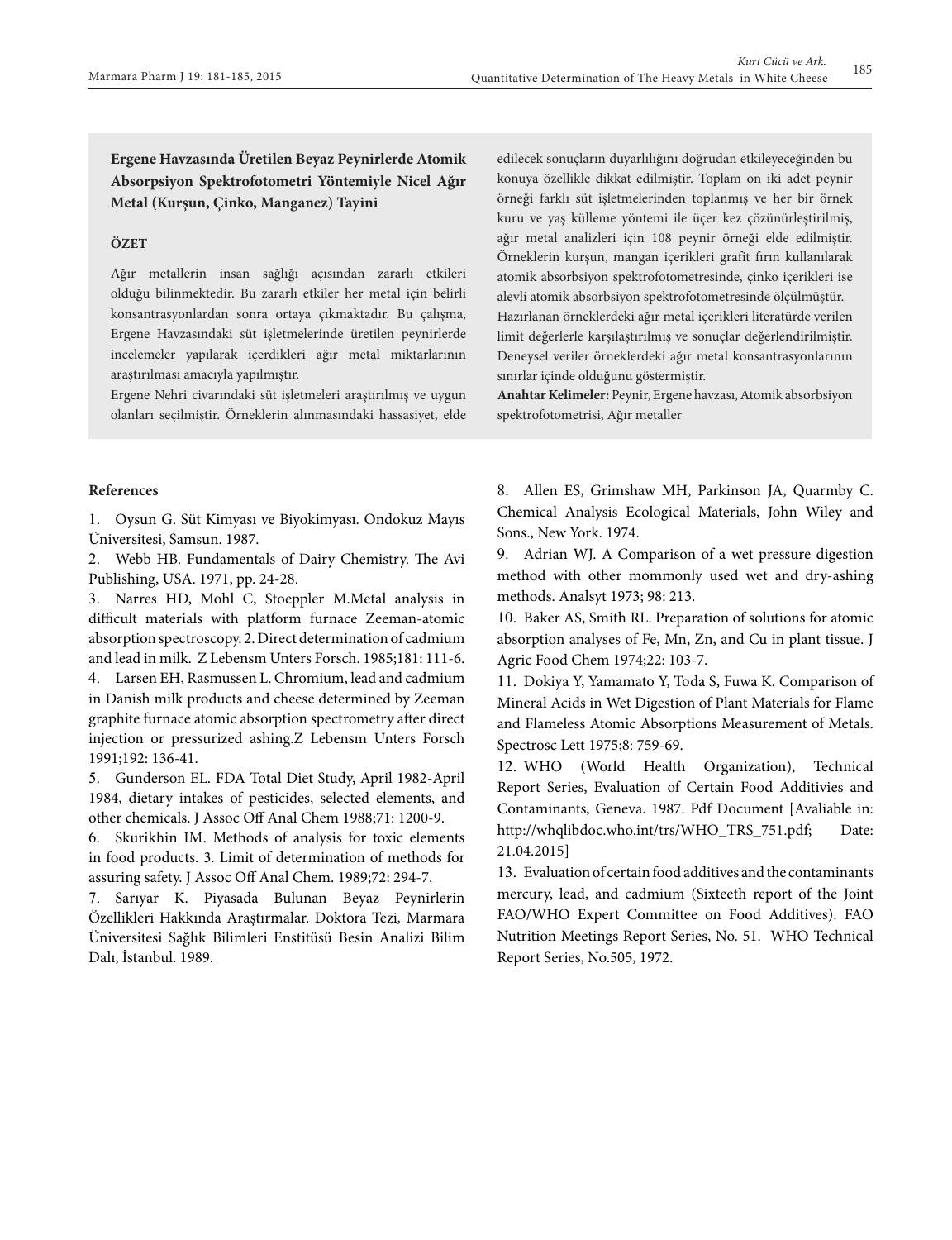**Ergene Havzasında Üretilen Beyaz Peynirlerde Atomik Absorpsiyon Spektrofotometri Yöntemiyle Nicel Ağır Metal (Kurşun, Çinko, Manganez) Tayini**

**ÖZET**

Ağır metallerin insan sağlığı açısından zararlı etkileri olduğu bilinmektedir. Bu zararlı etkiler her metal için belirli konsantrasyonlardan sonra ortaya çıkmaktadır. Bu çalışma, Ergene Havzasındaki süt işletmelerinde üretilen peynirlerde incelemeler yapılarak içerdikleri ağır metal miktarlarının araştırılması amacıyla yapılmıştır.

Ergene Nehri civarındaki süt işletmeleri araştırılmış ve uygun olanları seçilmiştir. Örneklerin alınmasındaki hassasiyet, elde edilecek sonuçların duyarlılığını doğrudan etkileyeceğinden bu konuya özellikle dikkat edilmiştir. Toplam on iki adet peynir örneği farklı süt işletmelerinden toplanmış ve her bir örnek kuru ve yaş külleme yöntemi ile üçer kez çözünürleştirilmiş, ağır metal analizleri için 108 peynir örneği elde edilmiştir. Örneklerin kurşun, mangan içerikleri grafit fırın kullanılarak atomik absorbsiyon spektrofotometresinde, çinko içerikleri ise alevli atomik absorbsiyon spektrofotometresinde ölçülmüştür. Hazırlanan örneklerdeki ağır metal içerikleri literatürde verilen limit değerlerle karşılaştırılmış ve sonuçlar değerlendirilmiştir. Deneysel veriler örneklerdeki ağır metal konsantrasyonlarının sınırlar içinde olduğunu göstermiştir.

**Anahtar Kelimeler:** Peynir, Ergene havzası, Atomik absorbsiyon spektrofotometrisi, Ağır metaller

**References**

1. Oysun G. Süt Kimyası ve Biyokimyası. Ondokuz Mayıs Üniversitesi, Samsun. 1987.
2. Webb HB. Fundamentals of Dairy Chemistry. The Avi Publishing, USA. 1971, pp. 24-28.
3. Narres HD, Mohl C, Stoeppler M.Metal analysis in difficult materials with platform furnace Zeeman-atomic absorption spectroscopy. 2. Direct determination of cadmium and lead in milk. Z Lebensm Unters Forsch. 1985;181: 111-6.
4. Larsen EH, Rasmussen L. Chromium, lead and cadmium in Danish milk products and cheese determined by Zeeman graphite furnace atomic absorption spectrometry after direct injection or pressurized ashing.Z Lebensm Unters Forsch 1991;192: 136-41.
5. Gunderson EL. FDA Total Diet Study, April 1982-April 1984, dietary intakes of pesticides, selected elements, and other chemicals. J Assoc Off Anal Chem 1988;71: 1200-9.
6. Skurikhin IM. Methods of analysis for toxic elements in food products. 3. Limit of determination of methods for assuring safety. J Assoc Off Anal Chem. 1989;72: 294-7.
7. Sarıyar K. Piyasada Bulunan Beyaz Peynirlerin Özellikleri Hakkında Araştırmalar. Doktora Tezi*,* Marmara Üniversitesi Sağlık Bilimleri Enstitüsü Besin Analizi Bilim Dalı, İstanbul. 1989.
8. Allen ES, Grimshaw MH, Parkinson JA, Quarmby C. Chemical Analysis Ecological Materials, John Wiley and Sons., New York. 1974.
9. Adrian WJ. A Comparison of a wet pressure digestion method with other mommonly used wet and dry-ashing methods. Analsyt 1973; 98: 213.
10. Baker AS, Smith RL. Preparation of solutions for atomic absorption analyses of Fe, Mn, Zn, and Cu in plant tissue. J Agric Food Chem 1974;22: 103-7.
11. Dokiya Y, Yamamato Y, Toda S, Fuwa K. Comparison of Mineral Acids in Wet Digestion of Plant Materials for Flame and Flameless Atomic Absorptions Measurement of Metals. Spectrosc Lett 1975;8: 759-69.
12. WHO (World Health Organization), Technical Report Series, Evaluation of Certain Food Additivies and Contaminants, Geneva. 1987. Pdf Document [Avaliable in: http://whqlibdoc.who.int/trs/WHO_TRS_751.pdf; Date: 21.04.2015]
13. Evaluation of certain food additives and the contaminants mercury, lead, and cadmium (Sixteeth report of the Joint FAO/WHO Expert Committee on Food Additives). FAO Nutrition Meetings Report Series, No. 51. WHO Technical Report Series, No.505, 1972.